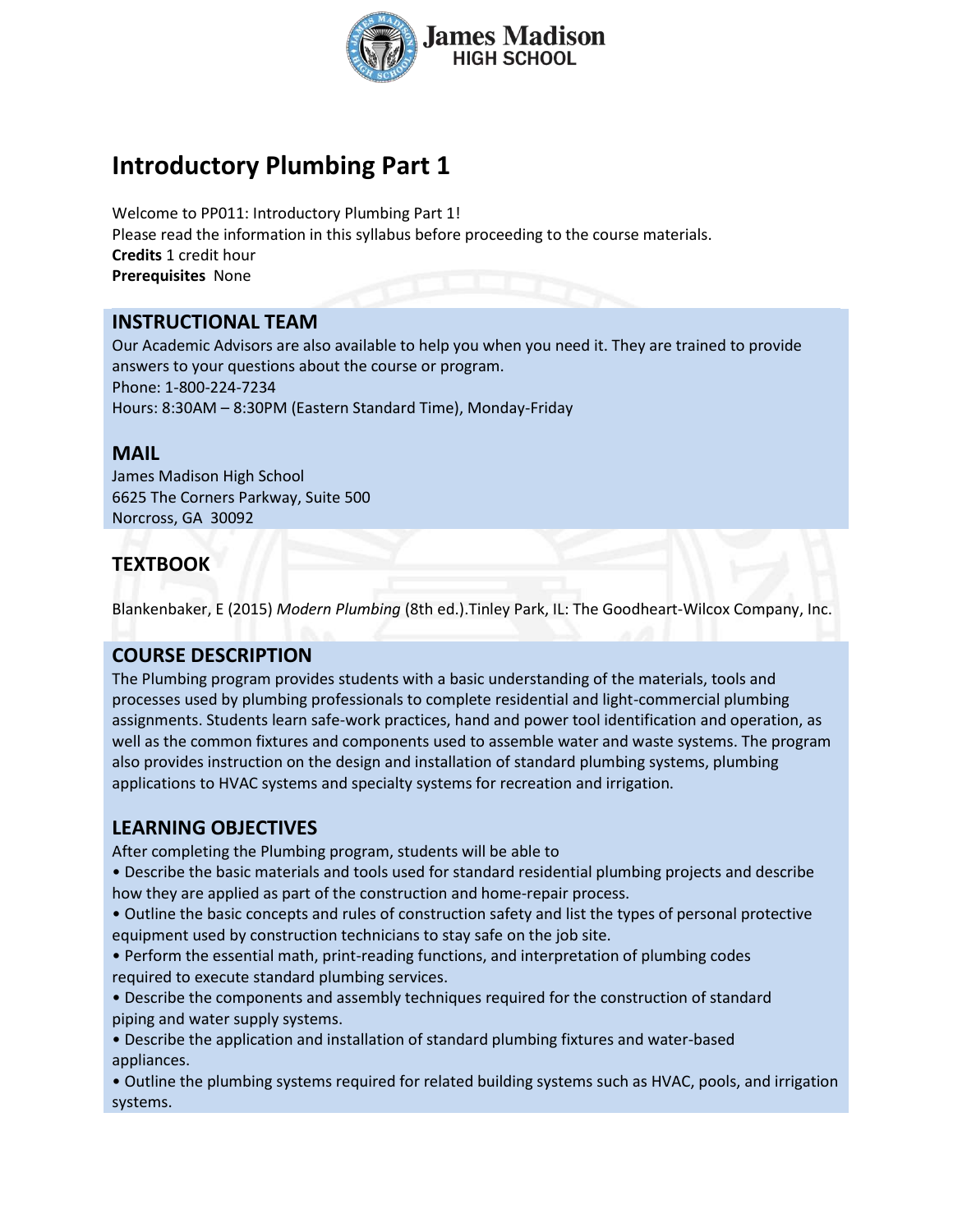# Introductory Plumbing Part 1

Welcome to PP011: Introductory Plumbing Part 1!
Please read the information in this syllabus before proceeding to the course materials.
**Credits** 1 credit hour
**Prerequisites** None

## INSTRUCTIONAL TEAM

Our Academic Advisors are also available to help you when you need it. They are trained to provide answers to your questions about the course or program.
Phone: 1-800-224-7234
Hours: 8:30AM – 8:30PM (Eastern Standard Time), Monday-Friday

## MAIL

James Madison High School
6625 The Corners Parkway, Suite 500
Norcross, GA 30092

## TEXTBOOK

Blankenbaker, E (2015) *Modern Plumbing* (8th ed.).Tinley Park, IL: The Goodheart-Wilcox Company, Inc.

## COURSE DESCRIPTION

The Plumbing program provides students with a basic understanding of the materials, tools and processes used by plumbing professionals to complete residential and light-commercial plumbing assignments. Students learn safe-work practices, hand and power tool identification and operation, as well as the common fixtures and components used to assemble water and waste systems. The program also provides instruction on the design and installation of standard plumbing systems, plumbing applications to HVAC systems and specialty systems for recreation and irrigation.

## LEARNING OBJECTIVES

After completing the Plumbing program, students will be able to

- Describe the basic materials and tools used for standard residential plumbing projects and describe how they are applied as part of the construction and home-repair process.
- Outline the basic concepts and rules of construction safety and list the types of personal protective equipment used by construction technicians to stay safe on the job site.
- Perform the essential math, print-reading functions, and interpretation of plumbing codes required to execute standard plumbing services.
- Describe the components and assembly techniques required for the construction of standard piping and water supply systems.
- Describe the application and installation of standard plumbing fixtures and water-based appliances.
- Outline the plumbing systems required for related building systems such as HVAC, pools, and irrigation systems.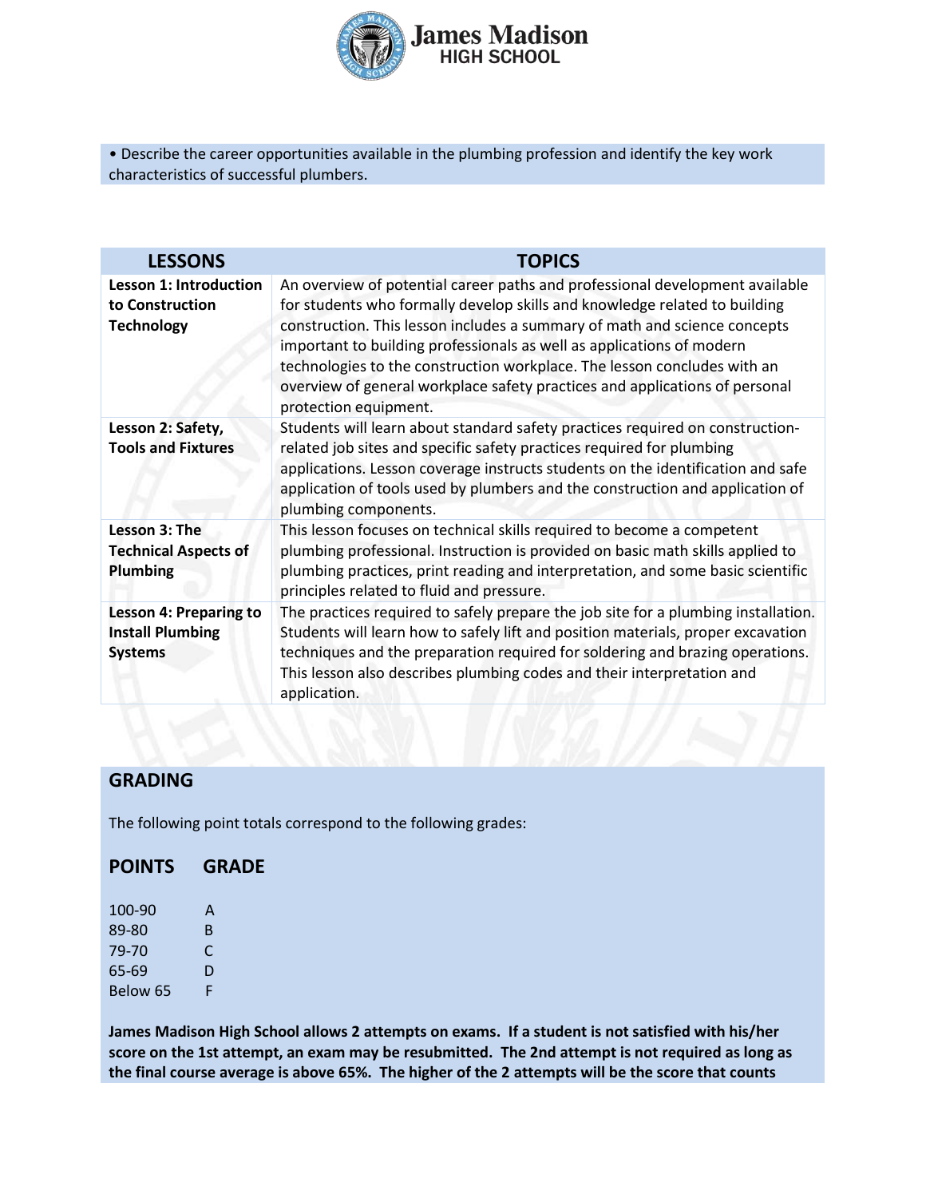• Describe the career opportunities available in the plumbing profession and identify the key work characteristics of successful plumbers.

| LESSONS | TOPICS |
|---|---|
| **Lesson 1: Introduction to Construction Technology** | An overview of potential career paths and professional development available for students who formally develop skills and knowledge related to building construction. This lesson includes a summary of math and science concepts important to building professionals as well as applications of modern technologies to the construction workplace. The lesson concludes with an overview of general workplace safety practices and applications of personal protection equipment. |
| **Lesson 2: Safety, Tools and Fixtures** | Students will learn about standard safety practices required on construction-related job sites and specific safety practices required for plumbing applications. Lesson coverage instructs students on the identification and safe application of tools used by plumbers and the construction and application of plumbing components. |
| **Lesson 3: The Technical Aspects of Plumbing** | This lesson focuses on technical skills required to become a competent plumbing professional. Instruction is provided on basic math skills applied to plumbing practices, print reading and interpretation, and some basic scientific principles related to fluid and pressure. |
| **Lesson 4: Preparing to Install Plumbing Systems** | The practices required to safely prepare the job site for a plumbing installation. Students will learn how to safely lift and position materials, proper excavation techniques and the preparation required for soldering and brazing operations. This lesson also describes plumbing codes and their interpretation and application. |

## GRADING

The following point totals correspond to the following grades:

| POINTS | GRADE |
|---|---|
| 100-90 | A |
| 89-80 | B |
| 79-70 | C |
| 65-69 | D |
| Below 65 | F |

**James Madison High School allows 2 attempts on exams. If a student is not satisfied with his/her score on the 1st attempt, an exam may be resubmitted. The 2nd attempt is not required as long as the final course average is above 65%. The higher of the 2 attempts will be the score that counts**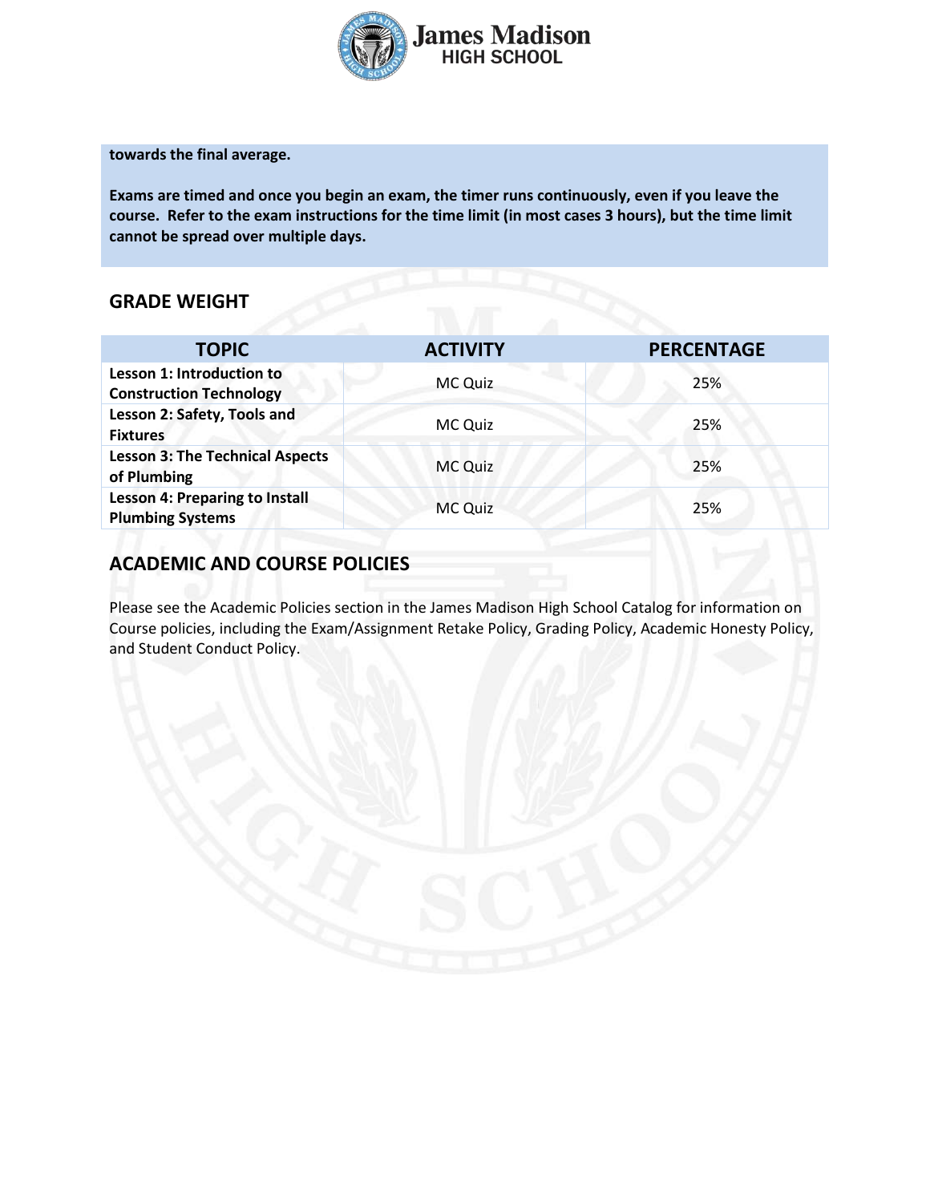**towards the final average.**

**Exams are timed and once you begin an exam, the timer runs continuously, even if you leave the course. Refer to the exam instructions for the time limit (in most cases 3 hours), but the time limit cannot be spread over multiple days.**

## GRADE WEIGHT

| TOPIC | ACTIVITY | PERCENTAGE |
|---|---|---|
| **Lesson 1: Introduction to Construction Technology** | MC Quiz | 25% |
| **Lesson 2: Safety, Tools and Fixtures** | MC Quiz | 25% |
| **Lesson 3: The Technical Aspects of Plumbing** | MC Quiz | 25% |
| **Lesson 4: Preparing to Install Plumbing Systems** | MC Quiz | 25% |

## ACADEMIC AND COURSE POLICIES

Please see the Academic Policies section in the James Madison High School Catalog for information on Course policies, including the Exam/Assignment Retake Policy, Grading Policy, Academic Honesty Policy, and Student Conduct Policy.